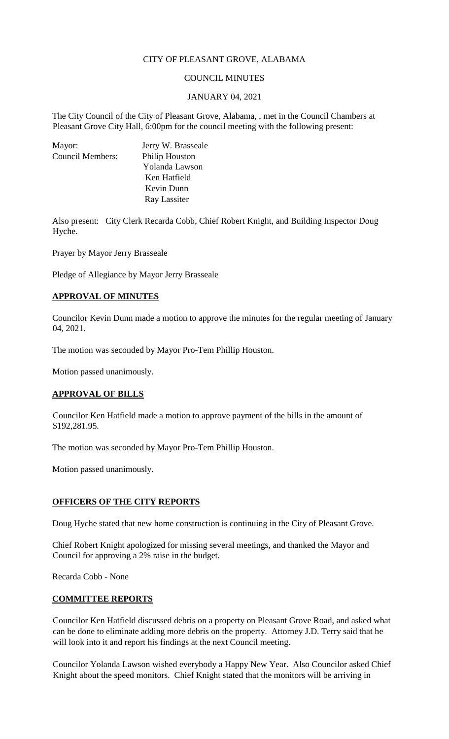CITY OF PLEASANT GROVE, ALABAMA

COUNCIL MINUTES

JANUARY 04, 2021

The City Council of the City of Pleasant Grove, Alabama, , met in the Council Chambers at Pleasant Grove City Hall, 6:00pm for the council meeting with the following present:

| | |
|---|---|
| Mayor: | Jerry W. Brasseale |
| Council Members: | Philip Houston |
| | Yolanda Lawson |
| | Ken Hatfield |
| | Kevin Dunn |
| | Ray Lassiter |

Also present: City Clerk Recarda Cobb, Chief Robert Knight, and Building Inspector Doug Hyche.

Prayer by Mayor Jerry Brasseale

Pledge of Allegiance by Mayor Jerry Brasseale

**APPROVAL OF MINUTES**

Councilor Kevin Dunn made a motion to approve the minutes for the regular meeting of January 04, 2021.

The motion was seconded by Mayor Pro-Tem Phillip Houston.

Motion passed unanimously.

**APPROVAL OF BILLS**

Councilor Ken Hatfield made a motion to approve payment of the bills in the amount of $192,281.95.

The motion was seconded by Mayor Pro-Tem Phillip Houston.

Motion passed unanimously.

**OFFICERS OF THE CITY REPORTS**

Doug Hyche stated that new home construction is continuing in the City of Pleasant Grove.

Chief Robert Knight apologized for missing several meetings, and thanked the Mayor and Council for approving a 2% raise in the budget.

Recarda Cobb - None

**COMMITTEE REPORTS**

Councilor Ken Hatfield discussed debris on a property on Pleasant Grove Road, and asked what can be done to eliminate adding more debris on the property. Attorney J.D. Terry said that he will look into it and report his findings at the next Council meeting.

Councilor Yolanda Lawson wished everybody a Happy New Year. Also Councilor asked Chief Knight about the speed monitors. Chief Knight stated that the monitors will be arriving in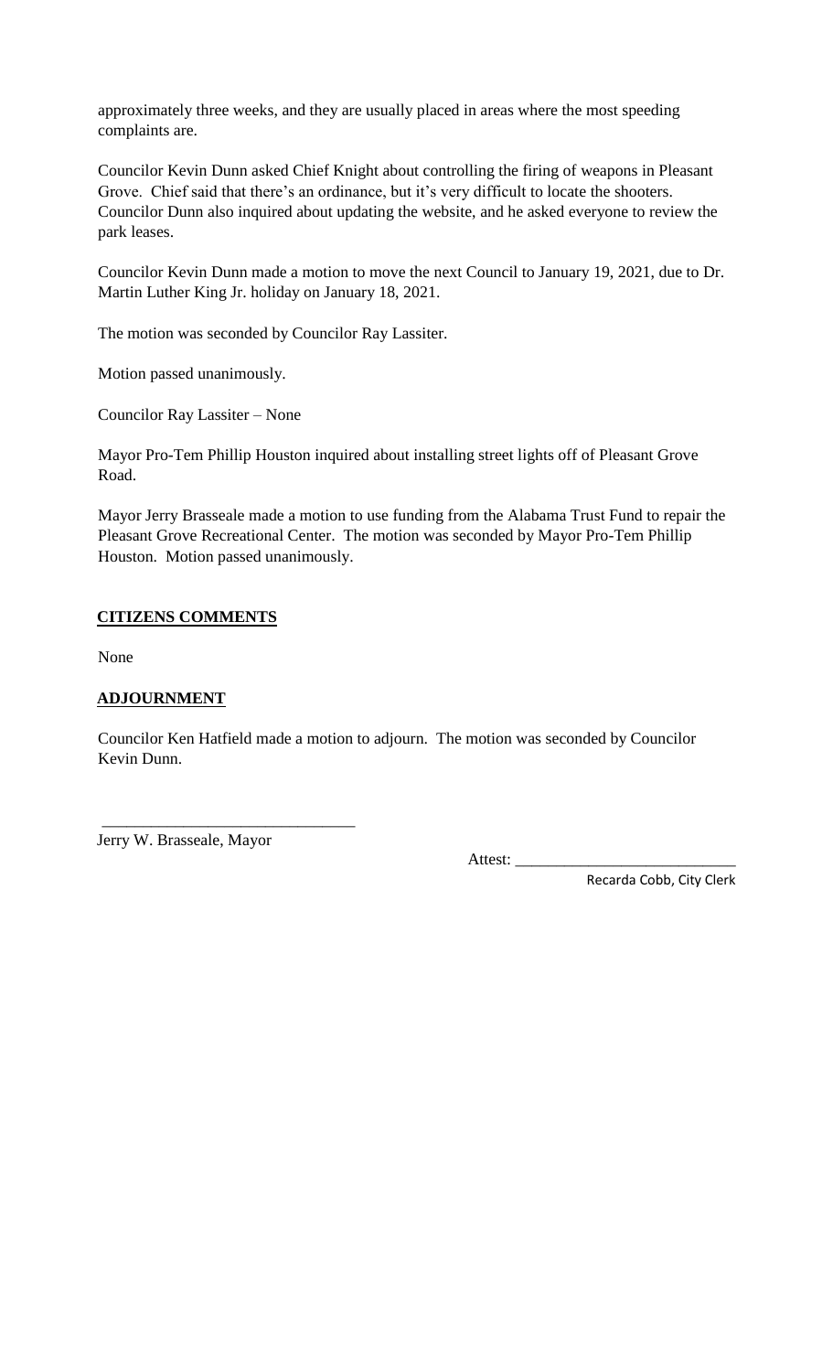approximately three weeks, and they are usually placed in areas where the most speeding complaints are.

Councilor Kevin Dunn asked Chief Knight about controlling the firing of weapons in Pleasant Grove. Chief said that there's an ordinance, but it's very difficult to locate the shooters. Councilor Dunn also inquired about updating the website, and he asked everyone to review the park leases.

Councilor Kevin Dunn made a motion to move the next Council to January 19, 2021, due to Dr. Martin Luther King Jr. holiday on January 18, 2021.

The motion was seconded by Councilor Ray Lassiter.

Motion passed unanimously.

Councilor Ray Lassiter – None

Mayor Pro-Tem Phillip Houston inquired about installing street lights off of Pleasant Grove Road.

Mayor Jerry Brasseale made a motion to use funding from the Alabama Trust Fund to repair the Pleasant Grove Recreational Center. The motion was seconded by Mayor Pro-Tem Phillip Houston. Motion passed unanimously.

## **CITIZENS COMMENTS**

None

## **ADJOURNMENT**

Councilor Ken Hatfield made a motion to adjourn. The motion was seconded by Councilor Kevin Dunn.

_______________________________
Jerry W. Brasseale, Mayor

Attest: ___________________________
Recarda Cobb, City Clerk